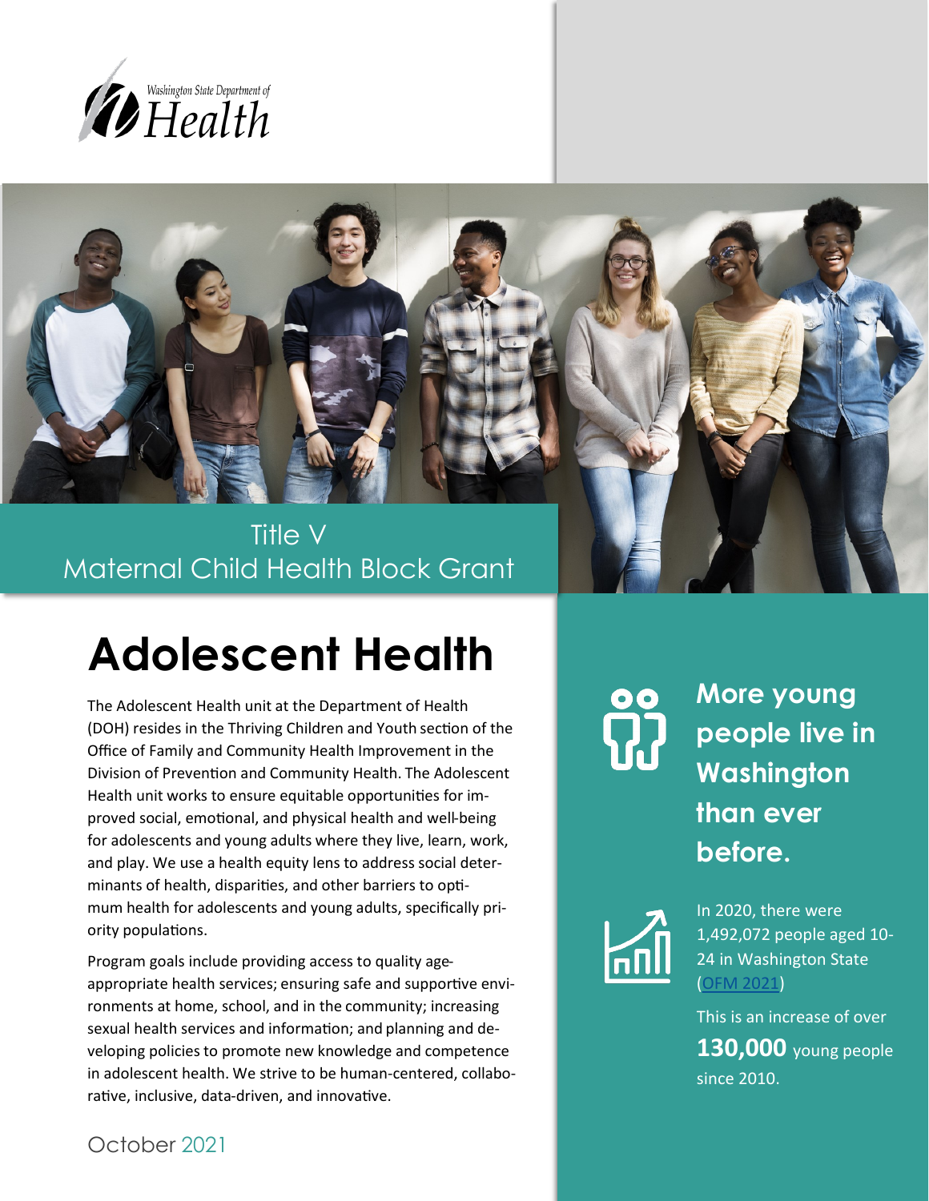Washington State Department of Health

Title V
Maternal Child Health Block Grant

# Adolescent Health

The Adolescent Health unit at the Department of Health (DOH) resides in the Thriving Children and Youth section of the Office of Family and Community Health Improvement in the Division of Prevention and Community Health. The Adolescent Health unit works to ensure equitable opportunities for improved social, emotional, and physical health and well-being for adolescents and young adults where they live, learn, work, and play. We use a health equity lens to address social determinants of health, disparities, and other barriers to optimum health for adolescents and young adults, specifically priority populations.

Program goals include providing access to quality age-appropriate health services; ensuring safe and supportive environments at home, school, and in the community; increasing sexual health services and information; and planning and developing policies to promote new knowledge and competence in adolescent health. We strive to be human-centered, collaborative, inclusive, data-driven, and innovative.

October 2021

**More young people live in Washington than ever before.**

In 2020, there were 1,492,072 people aged 10-24 in Washington State (OFM 2021)

This is an increase of over **130,000** young people since 2010.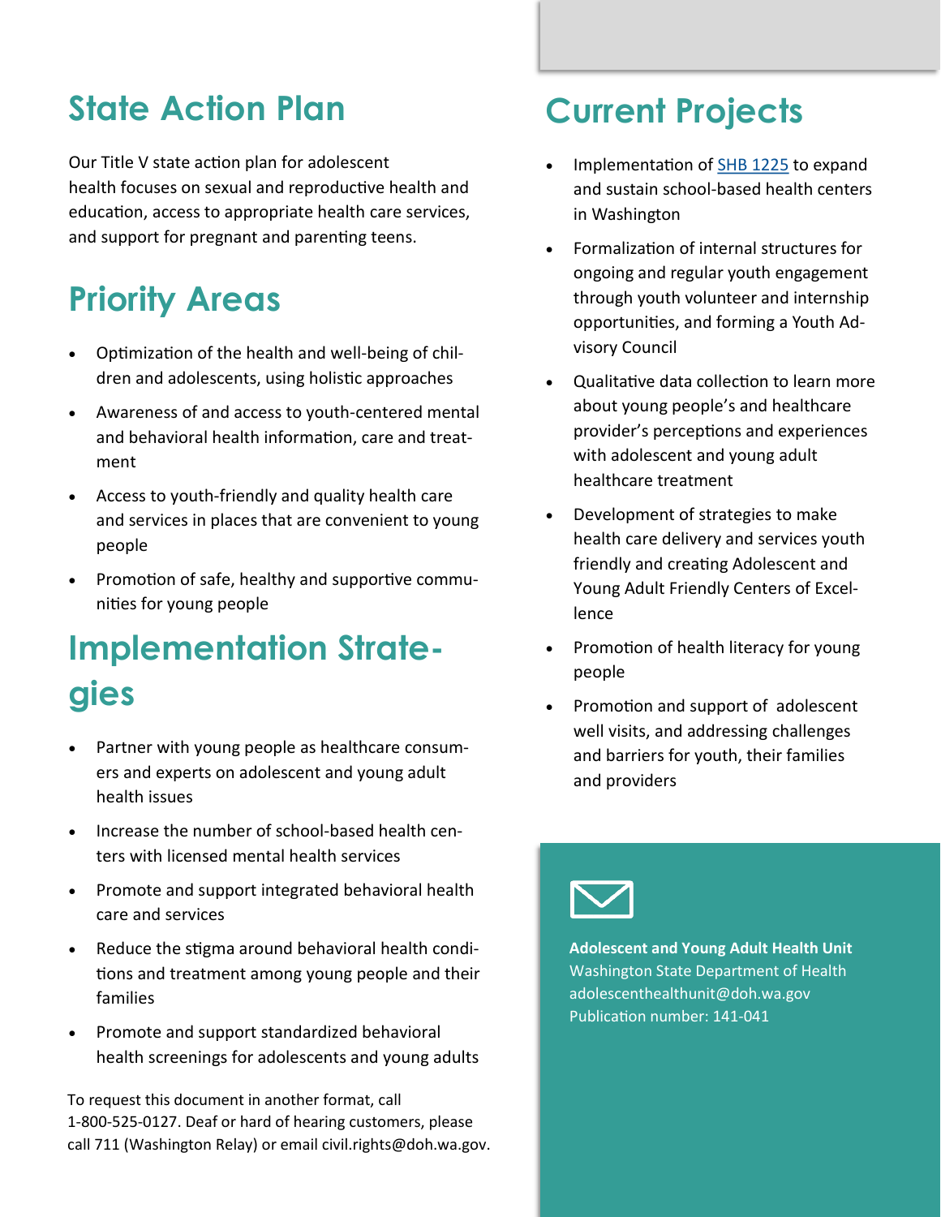## State Action Plan

Our Title V state action plan for adolescent health focuses on sexual and reproductive health and education, access to appropriate health care services, and support for pregnant and parenting teens.

## Priority Areas

- Optimization of the health and well-being of children and adolescents, using holistic approaches
- Awareness of and access to youth-centered mental and behavioral health information, care and treatment
- Access to youth-friendly and quality health care and services in places that are convenient to young people
- Promotion of safe, healthy and supportive communities for young people

## Implementation Strategies

- Partner with young people as healthcare consumers and experts on adolescent and young adult health issues
- Increase the number of school-based health centers with licensed mental health services
- Promote and support integrated behavioral health care and services
- Reduce the stigma around behavioral health conditions and treatment among young people and their families
- Promote and support standardized behavioral health screenings for adolescents and young adults

To request this document in another format, call 1-800-525-0127. Deaf or hard of hearing customers, please call 711 (Washington Relay) or email civil.rights@doh.wa.gov.

## Current Projects

- Implementation of SHB 1225 to expand and sustain school-based health centers in Washington
- Formalization of internal structures for ongoing and regular youth engagement through youth volunteer and internship opportunities, and forming a Youth Advisory Council
- Qualitative data collection to learn more about young people's and healthcare provider's perceptions and experiences with adolescent and young adult healthcare treatment
- Development of strategies to make health care delivery and services youth friendly and creating Adolescent and Young Adult Friendly Centers of Excellence
- Promotion of health literacy for young people
- Promotion and support of adolescent well visits, and addressing challenges and barriers for youth, their families and providers

**Adolescent and Young Adult Health Unit**
Washington State Department of Health
adolescenthealthunit@doh.wa.gov
Publication number: 141-041